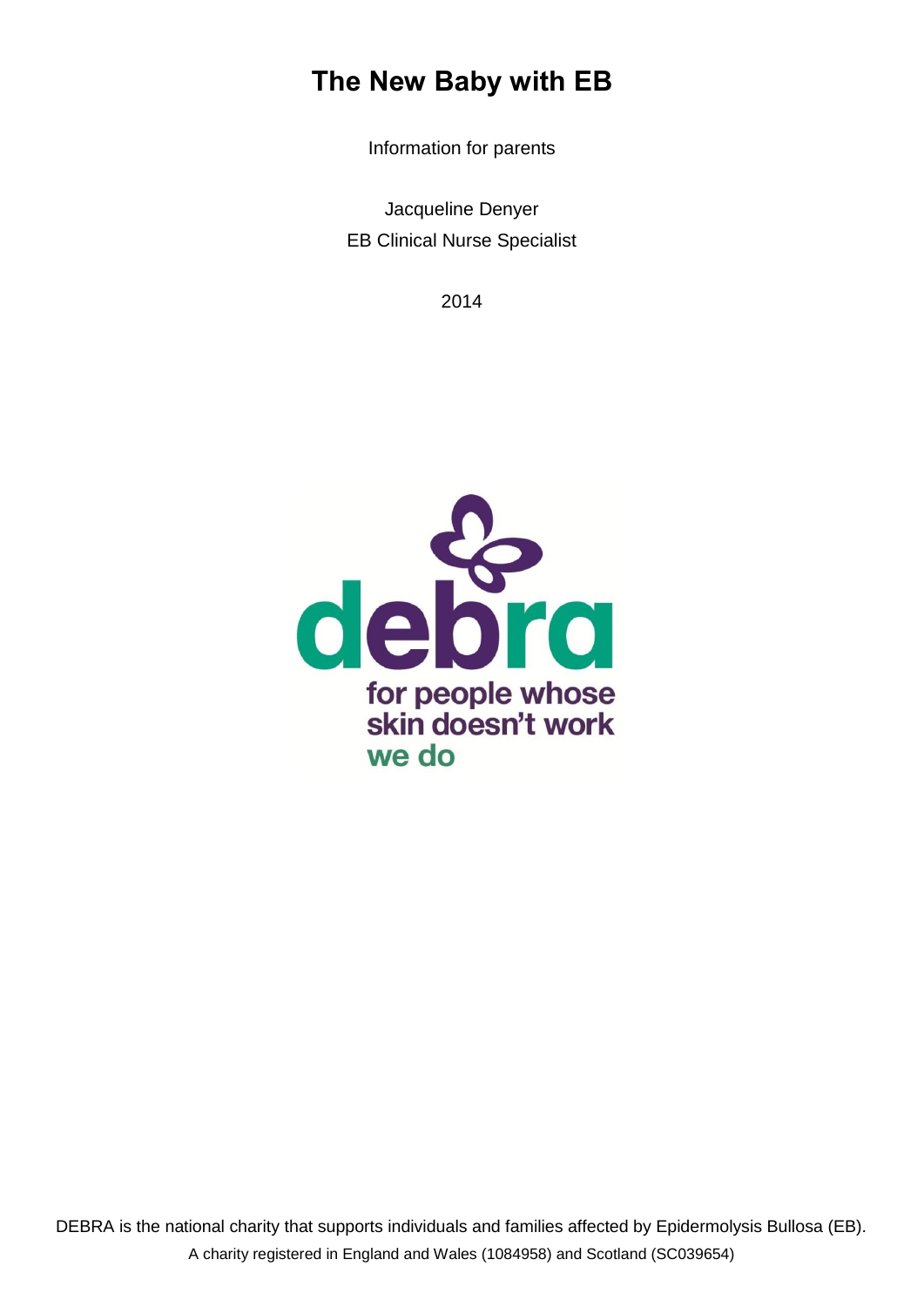# The New Baby with EB

Information for parents

Jacqueline Denyer
EB Clinical Nurse Specialist

2014

debra
for people whose skin doesn't work
we do

DEBRA is the national charity that supports individuals and families affected by Epidermolysis Bullosa (EB).
A charity registered in England and Wales (1084958) and Scotland (SC039654)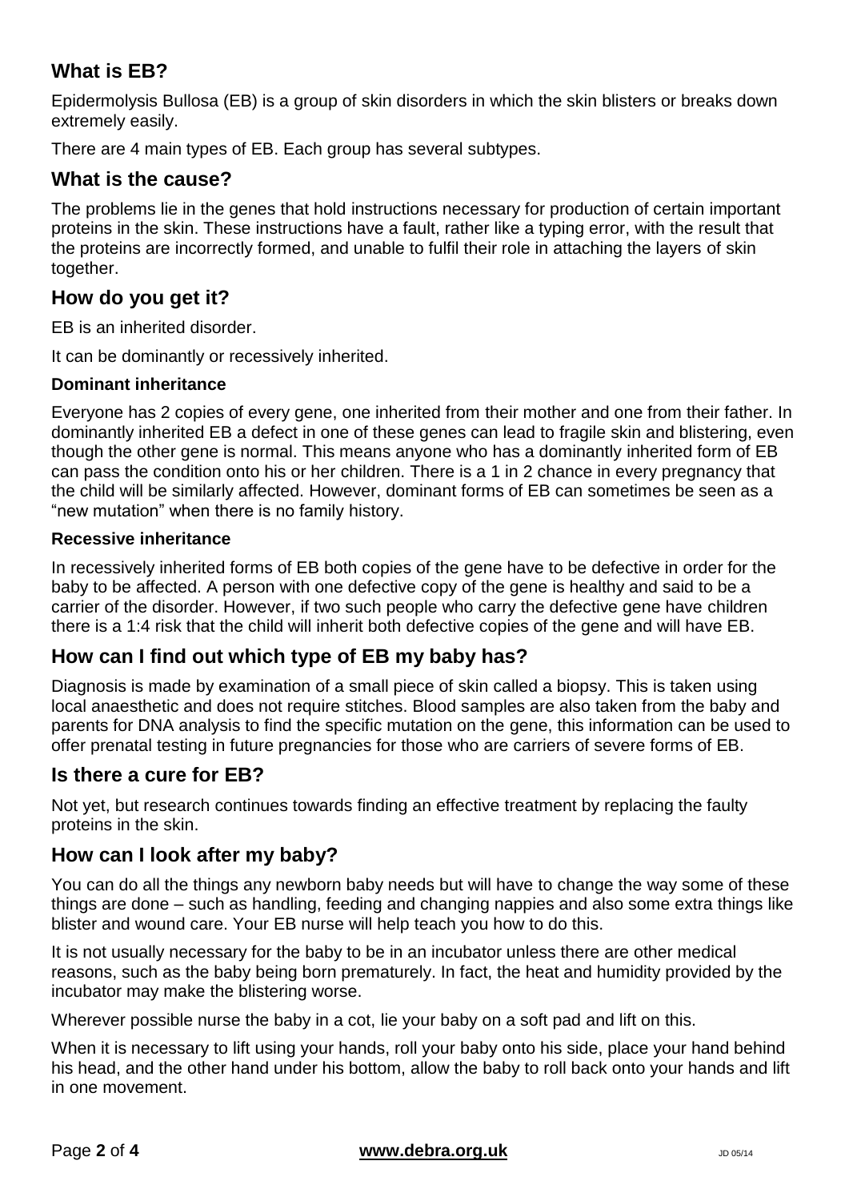## What is EB?

Epidermolysis Bullosa (EB) is a group of skin disorders in which the skin blisters or breaks down extremely easily.

There are 4 main types of EB. Each group has several subtypes.

## What is the cause?

The problems lie in the genes that hold instructions necessary for production of certain important proteins in the skin. These instructions have a fault, rather like a typing error, with the result that the proteins are incorrectly formed, and unable to fulfil their role in attaching the layers of skin together.

## How do you get it?

EB is an inherited disorder.

It can be dominantly or recessively inherited.

### Dominant inheritance

Everyone has 2 copies of every gene, one inherited from their mother and one from their father. In dominantly inherited EB a defect in one of these genes can lead to fragile skin and blistering, even though the other gene is normal. This means anyone who has a dominantly inherited form of EB can pass the condition onto his or her children. There is a 1 in 2 chance in every pregnancy that the child will be similarly affected. However, dominant forms of EB can sometimes be seen as a "new mutation" when there is no family history.

### Recessive inheritance

In recessively inherited forms of EB both copies of the gene have to be defective in order for the baby to be affected. A person with one defective copy of the gene is healthy and said to be a carrier of the disorder. However, if two such people who carry the defective gene have children there is a 1:4 risk that the child will inherit both defective copies of the gene and will have EB.

## How can I find out which type of EB my baby has?

Diagnosis is made by examination of a small piece of skin called a biopsy. This is taken using local anaesthetic and does not require stitches. Blood samples are also taken from the baby and parents for DNA analysis to find the specific mutation on the gene, this information can be used to offer prenatal testing in future pregnancies for those who are carriers of severe forms of EB.

## Is there a cure for EB?

Not yet, but research continues towards finding an effective treatment by replacing the faulty proteins in the skin.

## How can I look after my baby?

You can do all the things any newborn baby needs but will have to change the way some of these things are done – such as handling, feeding and changing nappies and also some extra things like blister and wound care. Your EB nurse will help teach you how to do this.

It is not usually necessary for the baby to be in an incubator unless there are other medical reasons, such as the baby being born prematurely. In fact, the heat and humidity provided by the incubator may make the blistering worse.

Wherever possible nurse the baby in a cot, lie your baby on a soft pad and lift on this.

When it is necessary to lift using your hands, roll your baby onto his side, place your hand behind his head, and the other hand under his bottom, allow the baby to roll back onto your hands and lift in one movement.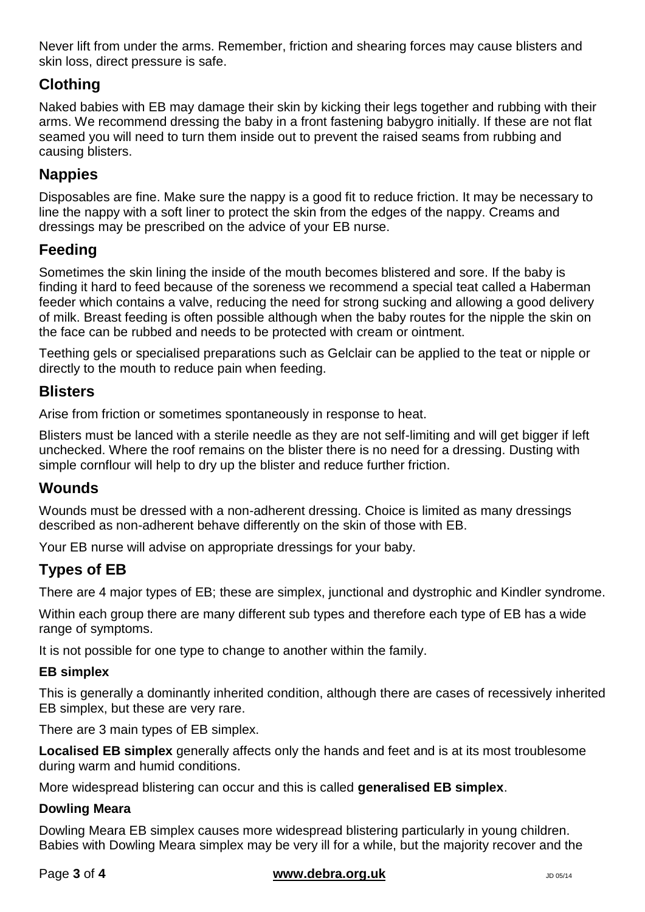Never lift from under the arms. Remember, friction and shearing forces may cause blisters and skin loss, direct pressure is safe.

## Clothing

Naked babies with EB may damage their skin by kicking their legs together and rubbing with their arms. We recommend dressing the baby in a front fastening babygro initially. If these are not flat seamed you will need to turn them inside out to prevent the raised seams from rubbing and causing blisters.

## Nappies

Disposables are fine. Make sure the nappy is a good fit to reduce friction. It may be necessary to line the nappy with a soft liner to protect the skin from the edges of the nappy. Creams and dressings may be prescribed on the advice of your EB nurse.

## Feeding

Sometimes the skin lining the inside of the mouth becomes blistered and sore. If the baby is finding it hard to feed because of the soreness we recommend a special teat called a Haberman feeder which contains a valve, reducing the need for strong sucking and allowing a good delivery of milk. Breast feeding is often possible although when the baby routes for the nipple the skin on the face can be rubbed and needs to be protected with cream or ointment.

Teething gels or specialised preparations such as Gelclair can be applied to the teat or nipple or directly to the mouth to reduce pain when feeding.

## Blisters

Arise from friction or sometimes spontaneously in response to heat.

Blisters must be lanced with a sterile needle as they are not self-limiting and will get bigger if left unchecked. Where the roof remains on the blister there is no need for a dressing. Dusting with simple cornflour will help to dry up the blister and reduce further friction.

## Wounds

Wounds must be dressed with a non-adherent dressing. Choice is limited as many dressings described as non-adherent behave differently on the skin of those with EB.

Your EB nurse will advise on appropriate dressings for your baby.

## Types of EB

There are 4 major types of EB; these are simplex, junctional and dystrophic and Kindler syndrome.

Within each group there are many different sub types and therefore each type of EB has a wide range of symptoms.

It is not possible for one type to change to another within the family.

### EB simplex

This is generally a dominantly inherited condition, although there are cases of recessively inherited EB simplex, but these are very rare.

There are 3 main types of EB simplex.

**Localised EB simplex** generally affects only the hands and feet and is at its most troublesome during warm and humid conditions.

More widespread blistering can occur and this is called **generalised EB simplex**.

### Dowling Meara

Dowling Meara EB simplex causes more widespread blistering particularly in young children. Babies with Dowling Meara simplex may be very ill for a while, but the majority recover and the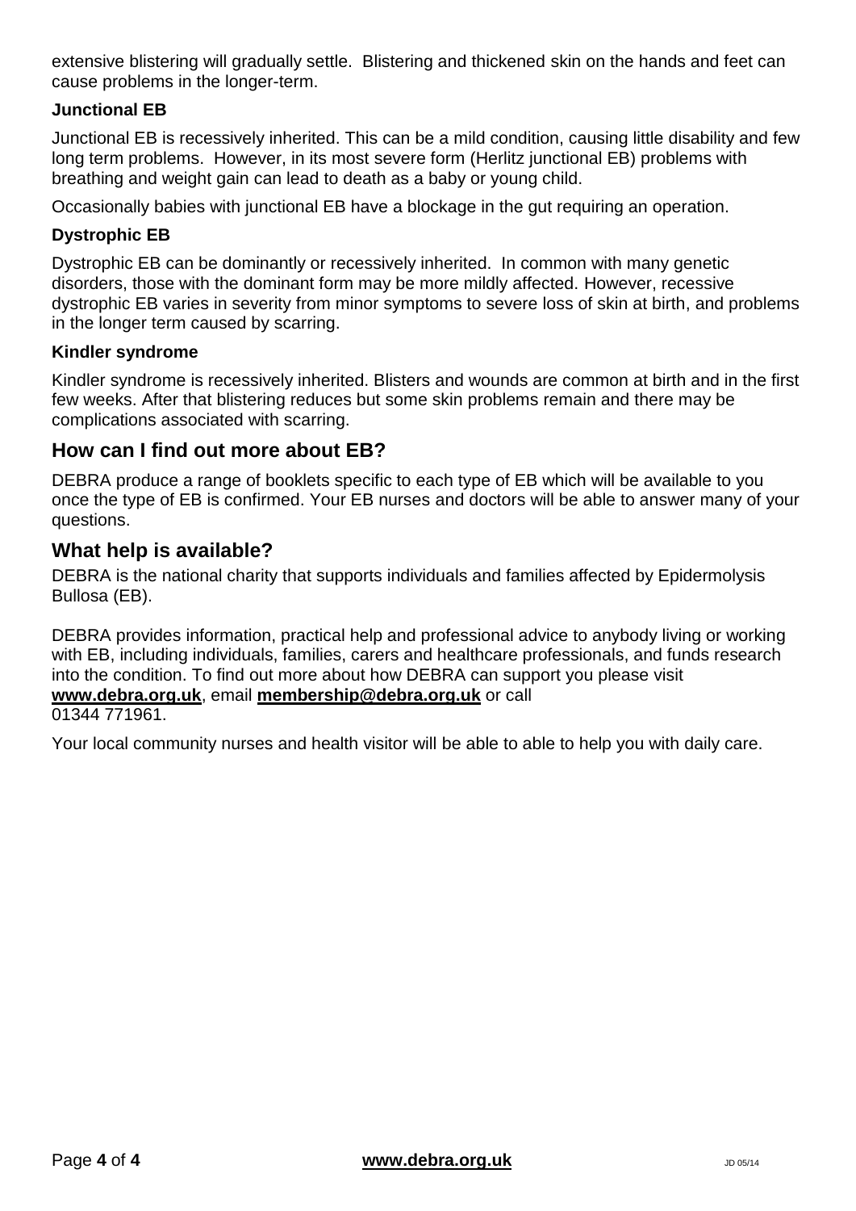extensive blistering will gradually settle. Blistering and thickened skin on the hands and feet can cause problems in the longer-term.

### Junctional EB

Junctional EB is recessively inherited. This can be a mild condition, causing little disability and few long term problems. However, in its most severe form (Herlitz junctional EB) problems with breathing and weight gain can lead to death as a baby or young child.

Occasionally babies with junctional EB have a blockage in the gut requiring an operation.

### Dystrophic EB

Dystrophic EB can be dominantly or recessively inherited. In common with many genetic disorders, those with the dominant form may be more mildly affected. However, recessive dystrophic EB varies in severity from minor symptoms to severe loss of skin at birth, and problems in the longer term caused by scarring.

### Kindler syndrome

Kindler syndrome is recessively inherited. Blisters and wounds are common at birth and in the first few weeks. After that blistering reduces but some skin problems remain and there may be complications associated with scarring.

## How can I find out more about EB?

DEBRA produce a range of booklets specific to each type of EB which will be available to you once the type of EB is confirmed. Your EB nurses and doctors will be able to answer many of your questions.

## What help is available?

DEBRA is the national charity that supports individuals and families affected by Epidermolysis Bullosa (EB).

DEBRA provides information, practical help and professional advice to anybody living or working with EB, including individuals, families, carers and healthcare professionals, and funds research into the condition. To find out more about how DEBRA can support you please visit **www.debra.org.uk**, email **membership@debra.org.uk** or call 01344 771961.

Your local community nurses and health visitor will be able to able to help you with daily care.